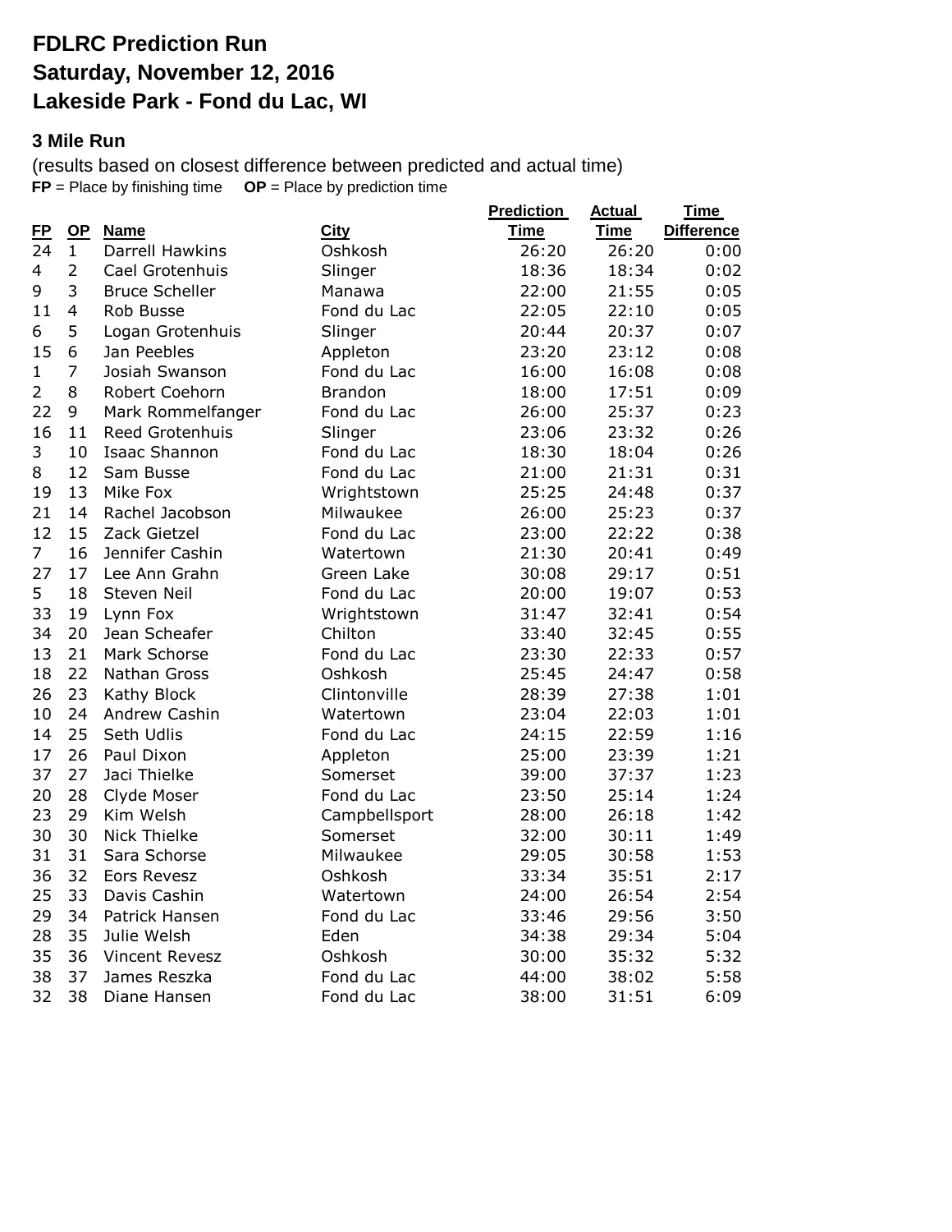# FDLRC Prediction Run
# Saturday, November 12, 2016
# Lakeside Park - Fond du Lac, WI

### 3 Mile Run

(results based on closest difference between predicted and actual time)
**FP** = Place by finishing time **OP** = Place by prediction time

| FP | OP | Name | City | Prediction Time | Actual Time | Time Difference |
|---|---|---|---|---|---|---|
| 24 | 1 | Darrell Hawkins | Oshkosh | 26:20 | 26:20 | 0:00 |
| 4 | 2 | Cael Grotenhuis | Slinger | 18:36 | 18:34 | 0:02 |
| 9 | 3 | Bruce Scheller | Manawa | 22:00 | 21:55 | 0:05 |
| 11 | 4 | Rob Busse | Fond du Lac | 22:05 | 22:10 | 0:05 |
| 6 | 5 | Logan Grotenhuis | Slinger | 20:44 | 20:37 | 0:07 |
| 15 | 6 | Jan Peebles | Appleton | 23:20 | 23:12 | 0:08 |
| 1 | 7 | Josiah Swanson | Fond du Lac | 16:00 | 16:08 | 0:08 |
| 2 | 8 | Robert Coehorn | Brandon | 18:00 | 17:51 | 0:09 |
| 22 | 9 | Mark Rommelfanger | Fond du Lac | 26:00 | 25:37 | 0:23 |
| 16 | 11 | Reed Grotenhuis | Slinger | 23:06 | 23:32 | 0:26 |
| 3 | 10 | Isaac Shannon | Fond du Lac | 18:30 | 18:04 | 0:26 |
| 8 | 12 | Sam Busse | Fond du Lac | 21:00 | 21:31 | 0:31 |
| 19 | 13 | Mike Fox | Wrightstown | 25:25 | 24:48 | 0:37 |
| 21 | 14 | Rachel Jacobson | Milwaukee | 26:00 | 25:23 | 0:37 |
| 12 | 15 | Zack Gietzel | Fond du Lac | 23:00 | 22:22 | 0:38 |
| 7 | 16 | Jennifer Cashin | Watertown | 21:30 | 20:41 | 0:49 |
| 27 | 17 | Lee Ann Grahn | Green Lake | 30:08 | 29:17 | 0:51 |
| 5 | 18 | Steven Neil | Fond du Lac | 20:00 | 19:07 | 0:53 |
| 33 | 19 | Lynn Fox | Wrightstown | 31:47 | 32:41 | 0:54 |
| 34 | 20 | Jean Scheafer | Chilton | 33:40 | 32:45 | 0:55 |
| 13 | 21 | Mark Schorse | Fond du Lac | 23:30 | 22:33 | 0:57 |
| 18 | 22 | Nathan Gross | Oshkosh | 25:45 | 24:47 | 0:58 |
| 26 | 23 | Kathy Block | Clintonville | 28:39 | 27:38 | 1:01 |
| 10 | 24 | Andrew Cashin | Watertown | 23:04 | 22:03 | 1:01 |
| 14 | 25 | Seth Udlis | Fond du Lac | 24:15 | 22:59 | 1:16 |
| 17 | 26 | Paul Dixon | Appleton | 25:00 | 23:39 | 1:21 |
| 37 | 27 | Jaci Thielke | Somerset | 39:00 | 37:37 | 1:23 |
| 20 | 28 | Clyde Moser | Fond du Lac | 23:50 | 25:14 | 1:24 |
| 23 | 29 | Kim Welsh | Campbellsport | 28:00 | 26:18 | 1:42 |
| 30 | 30 | Nick Thielke | Somerset | 32:00 | 30:11 | 1:49 |
| 31 | 31 | Sara Schorse | Milwaukee | 29:05 | 30:58 | 1:53 |
| 36 | 32 | Eors Revesz | Oshkosh | 33:34 | 35:51 | 2:17 |
| 25 | 33 | Davis Cashin | Watertown | 24:00 | 26:54 | 2:54 |
| 29 | 34 | Patrick Hansen | Fond du Lac | 33:46 | 29:56 | 3:50 |
| 28 | 35 | Julie Welsh | Eden | 34:38 | 29:34 | 5:04 |
| 35 | 36 | Vincent Revesz | Oshkosh | 30:00 | 35:32 | 5:32 |
| 38 | 37 | James Reszka | Fond du Lac | 44:00 | 38:02 | 5:58 |
| 32 | 38 | Diane Hansen | Fond du Lac | 38:00 | 31:51 | 6:09 |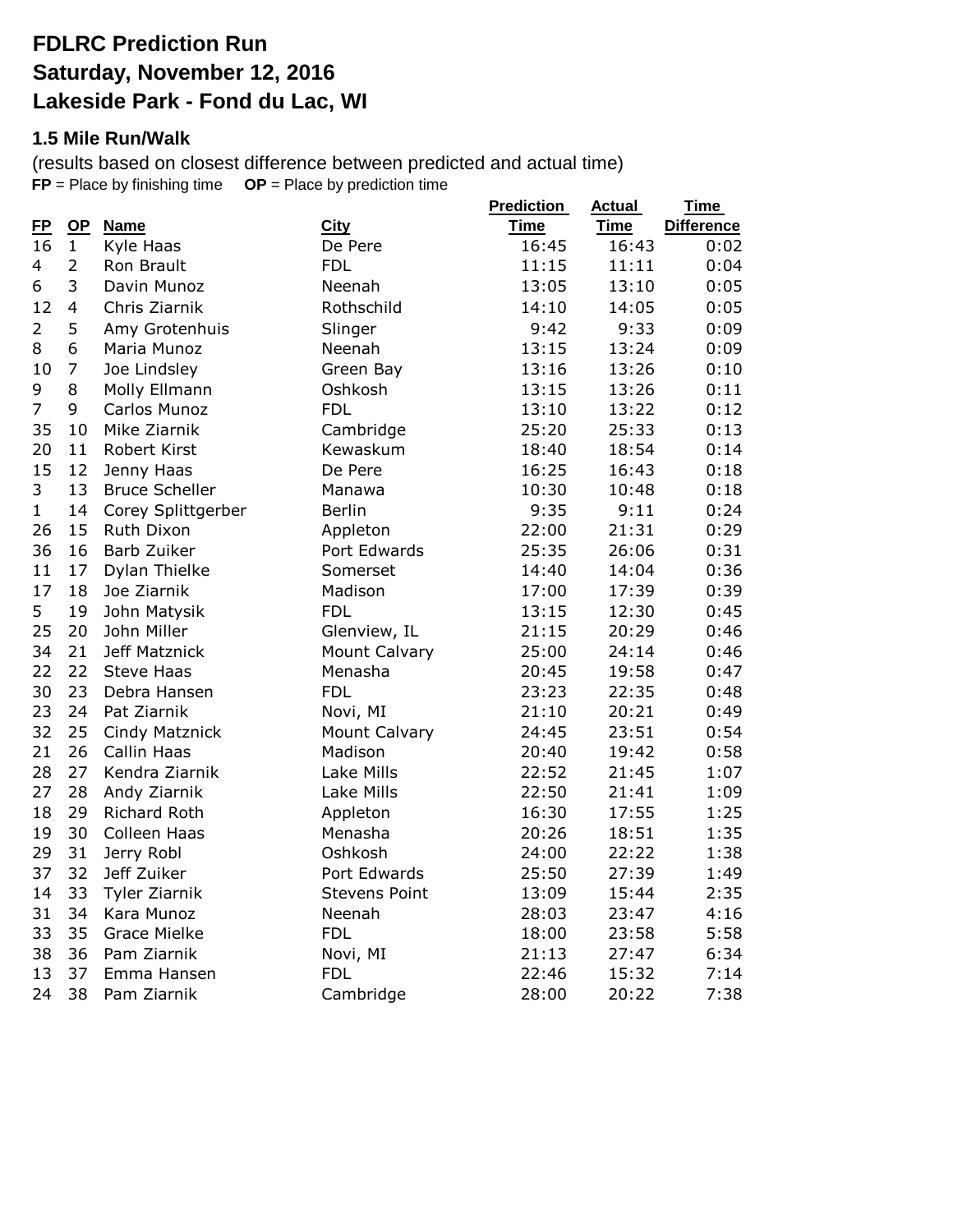# FDLRC Prediction Run
# Saturday, November 12, 2016
# Lakeside Park - Fond du Lac, WI

### 1.5 Mile Run/Walk

(results based on closest difference between predicted and actual time)
**FP** = Place by finishing time **OP** = Place by prediction time

| FP | OP | Name | City | Prediction Time | Actual Time | Time Difference |
|---|---|---|---|---|---|---|
| 16 | 1 | Kyle Haas | De Pere | 16:45 | 16:43 | 0:02 |
| 4 | 2 | Ron Brault | FDL | 11:15 | 11:11 | 0:04 |
| 6 | 3 | Davin Munoz | Neenah | 13:05 | 13:10 | 0:05 |
| 12 | 4 | Chris Ziarnik | Rothschild | 14:10 | 14:05 | 0:05 |
| 2 | 5 | Amy Grotenhuis | Slinger | 9:42 | 9:33 | 0:09 |
| 8 | 6 | Maria Munoz | Neenah | 13:15 | 13:24 | 0:09 |
| 10 | 7 | Joe Lindsley | Green Bay | 13:16 | 13:26 | 0:10 |
| 9 | 8 | Molly Ellmann | Oshkosh | 13:15 | 13:26 | 0:11 |
| 7 | 9 | Carlos Munoz | FDL | 13:10 | 13:22 | 0:12 |
| 35 | 10 | Mike Ziarnik | Cambridge | 25:20 | 25:33 | 0:13 |
| 20 | 11 | Robert Kirst | Kewaskum | 18:40 | 18:54 | 0:14 |
| 15 | 12 | Jenny Haas | De Pere | 16:25 | 16:43 | 0:18 |
| 3 | 13 | Bruce Scheller | Manawa | 10:30 | 10:48 | 0:18 |
| 1 | 14 | Corey Splittgerber | Berlin | 9:35 | 9:11 | 0:24 |
| 26 | 15 | Ruth Dixon | Appleton | 22:00 | 21:31 | 0:29 |
| 36 | 16 | Barb Zuiker | Port Edwards | 25:35 | 26:06 | 0:31 |
| 11 | 17 | Dylan Thielke | Somerset | 14:40 | 14:04 | 0:36 |
| 17 | 18 | Joe Ziarnik | Madison | 17:00 | 17:39 | 0:39 |
| 5 | 19 | John Matysik | FDL | 13:15 | 12:30 | 0:45 |
| 25 | 20 | John Miller | Glenview, IL | 21:15 | 20:29 | 0:46 |
| 34 | 21 | Jeff Matznick | Mount Calvary | 25:00 | 24:14 | 0:46 |
| 22 | 22 | Steve Haas | Menasha | 20:45 | 19:58 | 0:47 |
| 30 | 23 | Debra Hansen | FDL | 23:23 | 22:35 | 0:48 |
| 23 | 24 | Pat Ziarnik | Novi, MI | 21:10 | 20:21 | 0:49 |
| 32 | 25 | Cindy Matznick | Mount Calvary | 24:45 | 23:51 | 0:54 |
| 21 | 26 | Callin Haas | Madison | 20:40 | 19:42 | 0:58 |
| 28 | 27 | Kendra Ziarnik | Lake Mills | 22:52 | 21:45 | 1:07 |
| 27 | 28 | Andy Ziarnik | Lake Mills | 22:50 | 21:41 | 1:09 |
| 18 | 29 | Richard Roth | Appleton | 16:30 | 17:55 | 1:25 |
| 19 | 30 | Colleen Haas | Menasha | 20:26 | 18:51 | 1:35 |
| 29 | 31 | Jerry Robl | Oshkosh | 24:00 | 22:22 | 1:38 |
| 37 | 32 | Jeff Zuiker | Port Edwards | 25:50 | 27:39 | 1:49 |
| 14 | 33 | Tyler Ziarnik | Stevens Point | 13:09 | 15:44 | 2:35 |
| 31 | 34 | Kara Munoz | Neenah | 28:03 | 23:47 | 4:16 |
| 33 | 35 | Grace Mielke | FDL | 18:00 | 23:58 | 5:58 |
| 38 | 36 | Pam Ziarnik | Novi, MI | 21:13 | 27:47 | 6:34 |
| 13 | 37 | Emma Hansen | FDL | 22:46 | 15:32 | 7:14 |
| 24 | 38 | Pam Ziarnik | Cambridge | 28:00 | 20:22 | 7:38 |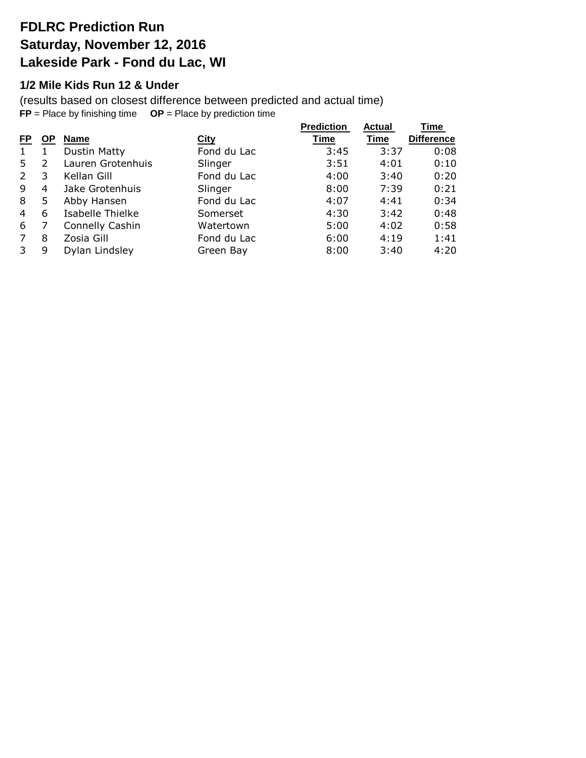# FDLRC Prediction Run
# Saturday, November 12, 2016
# Lakeside Park - Fond du Lac, WI

### 1/2 Mile Kids Run 12 & Under

(results based on closest difference between predicted and actual time)
**FP** = Place by finishing time **OP** = Place by prediction time

| FP | OP | Name | City | Prediction Time | Actual Time | Time Difference |
|---|---|---|---|---|---|---|
| 1 | 1 | Dustin Matty | Fond du Lac | 3:45 | 3:37 | 0:08 |
| 5 | 2 | Lauren Grotenhuis | Slinger | 3:51 | 4:01 | 0:10 |
| 2 | 3 | Kellan Gill | Fond du Lac | 4:00 | 3:40 | 0:20 |
| 9 | 4 | Jake Grotenhuis | Slinger | 8:00 | 7:39 | 0:21 |
| 8 | 5 | Abby Hansen | Fond du Lac | 4:07 | 4:41 | 0:34 |
| 4 | 6 | Isabelle Thielke | Somerset | 4:30 | 3:42 | 0:48 |
| 6 | 7 | Connelly Cashin | Watertown | 5:00 | 4:02 | 0:58 |
| 7 | 8 | Zosia Gill | Fond du Lac | 6:00 | 4:19 | 1:41 |
| 3 | 9 | Dylan Lindsley | Green Bay | 8:00 | 3:40 | 4:20 |